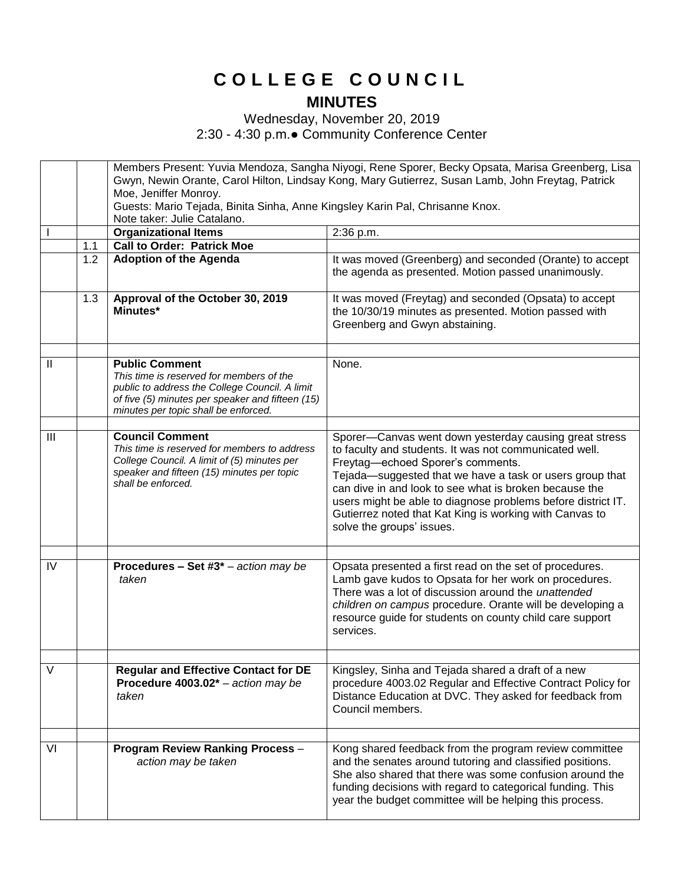# C O L L E G E   C O U N C I L

## MINUTES

Wednesday, November 20, 2019

2:30 - 4:30 p.m.● Community Conference Center

| | | | |
|---|---|---|---|
| | | Members Present: Yuvia Mendoza, Sangha Niyogi, Rene Sporer, Becky Opsata, Marisa Greenberg, Lisa Gwyn, Newin Orante, Carol Hilton, Lindsay Kong, Mary Gutierrez, Susan Lamb, John Freytag, Patrick Moe, Jeniffer Monroy.<br>Guests: Mario Tejada, Binita Sinha, Anne Kingsley Karin Pal, Chrisanne Knox.<br>Note taker: Julie Catalano. | |
| I | | **Organizational Items** | 2:36 p.m. |
| | 1.1 | **Call to Order: Patrick Moe** | |
| | 1.2 | **Adoption of the Agenda** | It was moved (Greenberg) and seconded (Orante) to accept the agenda as presented. Motion passed unanimously. |
| | 1.3 | **Approval of the October 30, 2019 Minutes*** | It was moved (Freytag) and seconded (Opsata) to accept the 10/30/19 minutes as presented. Motion passed with Greenberg and Gwyn abstaining. |
| | | | |
| II | | **Public Comment**<br>*This time is reserved for members of the public to address the College Council. A limit of five (5) minutes per speaker and fifteen (15) minutes per topic shall be enforced.* | None. |
| | | | |
| III | | **Council Comment**<br>*This time is reserved for members to address College Council. A limit of (5) minutes per speaker and fifteen (15) minutes per topic shall be enforced.* | Sporer—Canvas went down yesterday causing great stress to faculty and students. It was not communicated well.<br>Freytag—echoed Sporer's comments.<br>Tejada—suggested that we have a task or users group that can dive in and look to see what is broken because the users might be able to diagnose problems before district IT.<br>Gutierrez noted that Kat King is working with Canvas to solve the groups' issues. |
| | | | |
| IV | | **Procedures – Set #3*** – *action may be taken* | Opsata presented a first read on the set of procedures. Lamb gave kudos to Opsata for her work on procedures. There was a lot of discussion around the *unattended children on campus* procedure. Orante will be developing a resource guide for students on county child care support services. |
| | | | |
| V | | **Regular and Effective Contact for DE Procedure 4003.02*** – *action may be taken* | Kingsley, Sinha and Tejada shared a draft of a new procedure 4003.02 Regular and Effective Contract Policy for Distance Education at DVC. They asked for feedback from Council members. |
| | | | |
| VI | | **Program Review Ranking Process** – *action may be taken* | Kong shared feedback from the program review committee and the senates around tutoring and classified positions. She also shared that there was some confusion around the funding decisions with regard to categorical funding. This year the budget committee will be helping this process. |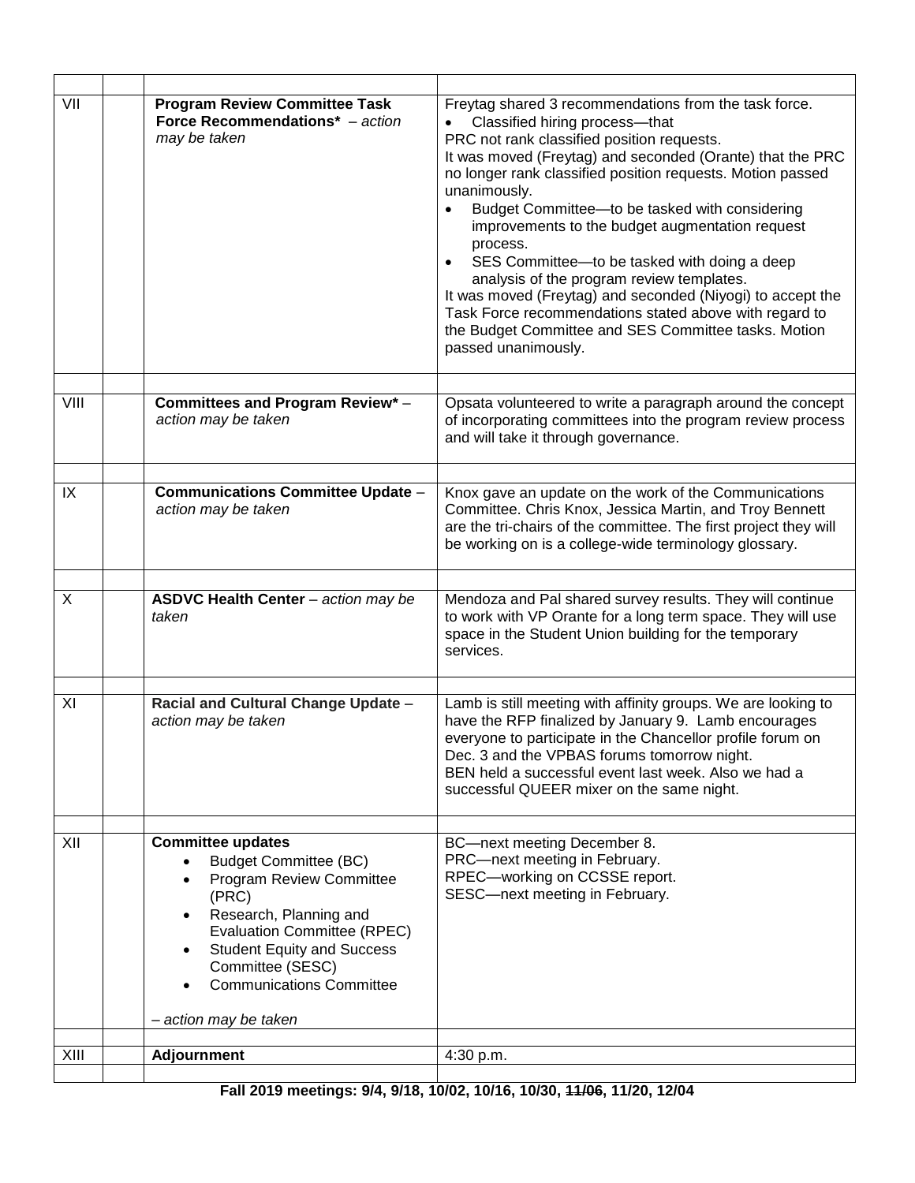| | | | |
|---|---|---|---|
| VII | | **Program Review Committee Task Force Recommendations*** – *action may be taken* | Freytag shared 3 recommendations from the task force.<br>• Classified hiring process—that<br>PRC not rank classified position requests.<br>It was moved (Freytag) and seconded (Orante) that the PRC no longer rank classified position requests. Motion passed unanimously.<br>• Budget Committee—to be tasked with considering improvements to the budget augmentation request process.<br>• SES Committee—to be tasked with doing a deep analysis of the program review templates.<br>It was moved (Freytag) and seconded (Niyogi) to accept the Task Force recommendations stated above with regard to the Budget Committee and SES Committee tasks. Motion passed unanimously. |
| | | | |
| VIII | | **Committees and Program Review*** – *action may be taken* | Opsata volunteered to write a paragraph around the concept of incorporating committees into the program review process and will take it through governance. |
| | | | |
| IX | | **Communications Committee Update** – *action may be taken* | Knox gave an update on the work of the Communications Committee. Chris Knox, Jessica Martin, and Troy Bennett are the tri-chairs of the committee. The first project they will be working on is a college-wide terminology glossary. |
| | | | |
| X | | **ASDVC Health Center** – *action may be taken* | Mendoza and Pal shared survey results. They will continue to work with VP Orante for a long term space. They will use space in the Student Union building for the temporary services. |
| | | | |
| XI | | **Racial and Cultural Change Update** – *action may be taken* | Lamb is still meeting with affinity groups. We are looking to have the RFP finalized by January 9. Lamb encourages everyone to participate in the Chancellor profile forum on Dec. 3 and the VPBAS forums tomorrow night.<br>BEN held a successful event last week. Also we had a successful QUEER mixer on the same night. |
| | | | |
| XII | | **Committee updates**<br>• Budget Committee (BC)<br>• Program Review Committee (PRC)<br>• Research, Planning and Evaluation Committee (RPEC)<br>• Student Equity and Success Committee (SESC)<br>• Communications Committee<br><br>– *action may be taken* | BC—next meeting December 8.<br>PRC—next meeting in February.<br>RPEC—working on CCSSE report.<br>SESC—next meeting in February. |
| | | | |
| XIII | | **Adjournment** | 4:30 p.m. |
| | | | |

**Fall 2019 meetings: 9/4, 9/18, 10/02, 10/16, 10/30, ~~11/06~~, 11/20, 12/04**